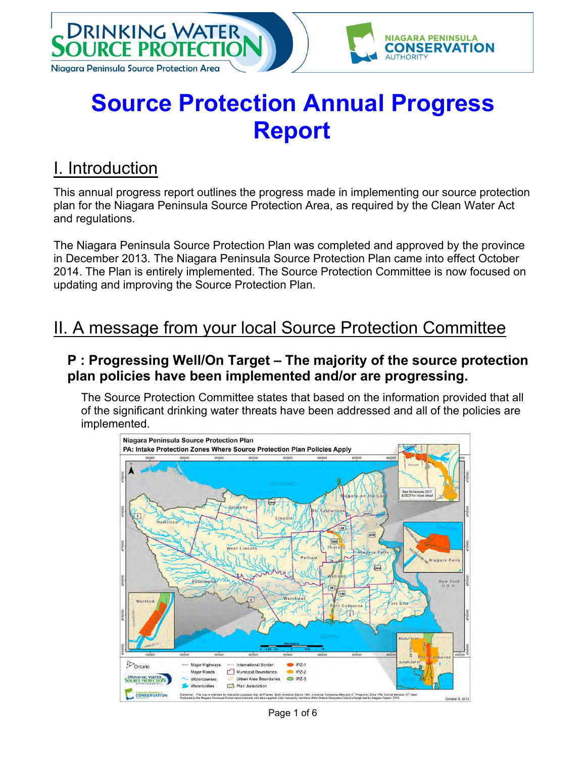# Source Protection Annual Progress Report

## I. Introduction

This annual progress report outlines the progress made in implementing our source protection plan for the Niagara Peninsula Source Protection Area, as required by the Clean Water Act and regulations.

The Niagara Peninsula Source Protection Plan was completed and approved by the province in December 2013. The Niagara Peninsula Source Protection Plan came into effect October 2014. The Plan is entirely implemented. The Source Protection Committee is now focused on updating and improving the Source Protection Plan.

## II. A message from your local Source Protection Committee

### P : Progressing Well/On Target – The majority of the source protection plan policies have been implemented and/or are progressing.

The Source Protection Committee states that based on the information provided that all of the significant drinking water threats have been addressed and all of the policies are implemented.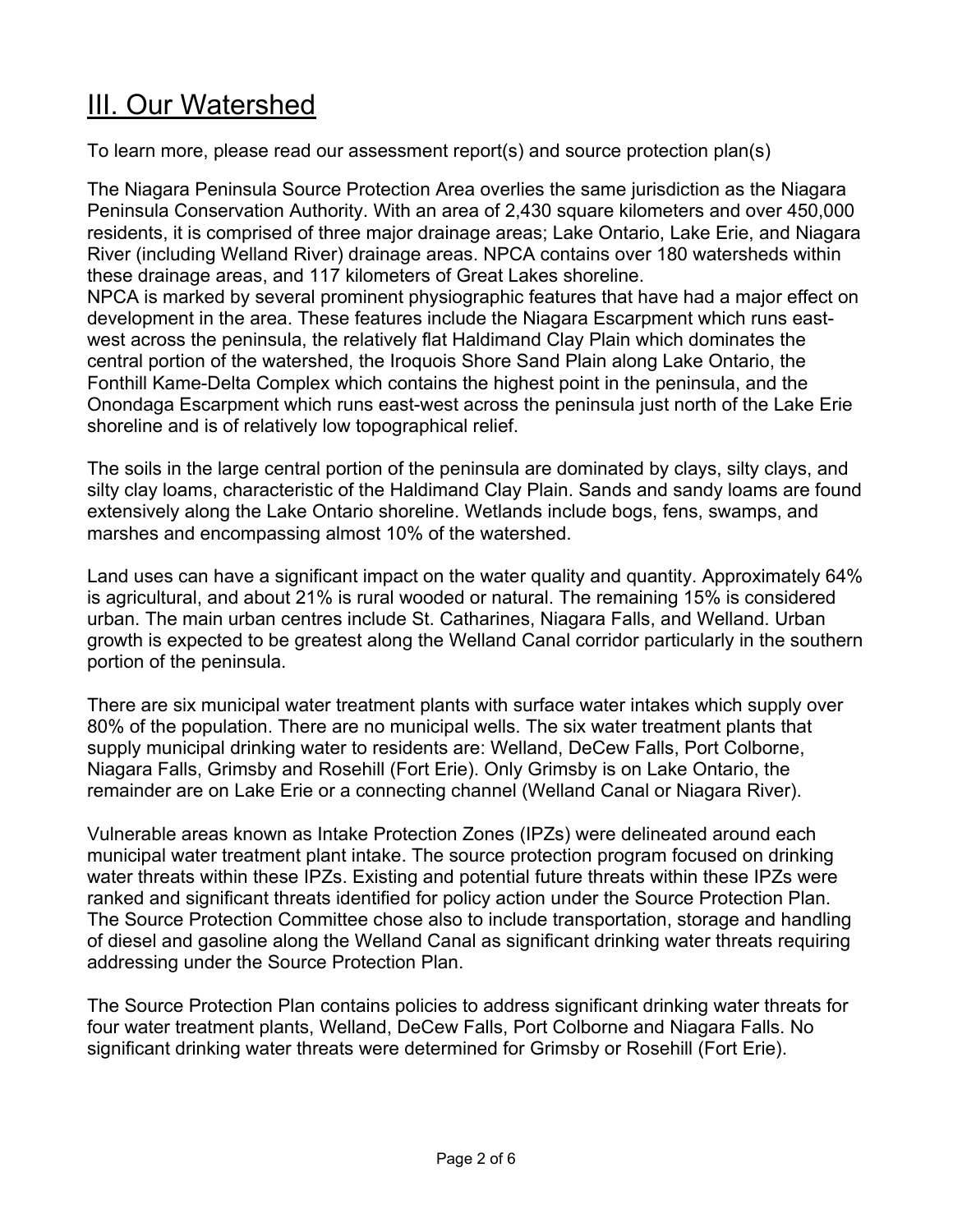# III. Our Watershed

To learn more, please read our assessment report(s) and source protection plan(s)

The Niagara Peninsula Source Protection Area overlies the same jurisdiction as the Niagara Peninsula Conservation Authority. With an area of 2,430 square kilometers and over 450,000 residents, it is comprised of three major drainage areas; Lake Ontario, Lake Erie, and Niagara River (including Welland River) drainage areas. NPCA contains over 180 watersheds within these drainage areas, and 117 kilometers of Great Lakes shoreline.
NPCA is marked by several prominent physiographic features that have had a major effect on development in the area. These features include the Niagara Escarpment which runs east-west across the peninsula, the relatively flat Haldimand Clay Plain which dominates the central portion of the watershed, the Iroquois Shore Sand Plain along Lake Ontario, the Fonthill Kame-Delta Complex which contains the highest point in the peninsula, and the Onondaga Escarpment which runs east-west across the peninsula just north of the Lake Erie shoreline and is of relatively low topographical relief.

The soils in the large central portion of the peninsula are dominated by clays, silty clays, and silty clay loams, characteristic of the Haldimand Clay Plain. Sands and sandy loams are found extensively along the Lake Ontario shoreline. Wetlands include bogs, fens, swamps, and marshes and encompassing almost 10% of the watershed.

Land uses can have a significant impact on the water quality and quantity. Approximately 64% is agricultural, and about 21% is rural wooded or natural. The remaining 15% is considered urban. The main urban centres include St. Catharines, Niagara Falls, and Welland. Urban growth is expected to be greatest along the Welland Canal corridor particularly in the southern portion of the peninsula.

There are six municipal water treatment plants with surface water intakes which supply over 80% of the population. There are no municipal wells. The six water treatment plants that supply municipal drinking water to residents are: Welland, DeCew Falls, Port Colborne, Niagara Falls, Grimsby and Rosehill (Fort Erie). Only Grimsby is on Lake Ontario, the remainder are on Lake Erie or a connecting channel (Welland Canal or Niagara River).

Vulnerable areas known as Intake Protection Zones (IPZs) were delineated around each municipal water treatment plant intake. The source protection program focused on drinking water threats within these IPZs. Existing and potential future threats within these IPZs were ranked and significant threats identified for policy action under the Source Protection Plan. The Source Protection Committee chose also to include transportation, storage and handling of diesel and gasoline along the Welland Canal as significant drinking water threats requiring addressing under the Source Protection Plan.

The Source Protection Plan contains policies to address significant drinking water threats for four water treatment plants, Welland, DeCew Falls, Port Colborne and Niagara Falls. No significant drinking water threats were determined for Grimsby or Rosehill (Fort Erie).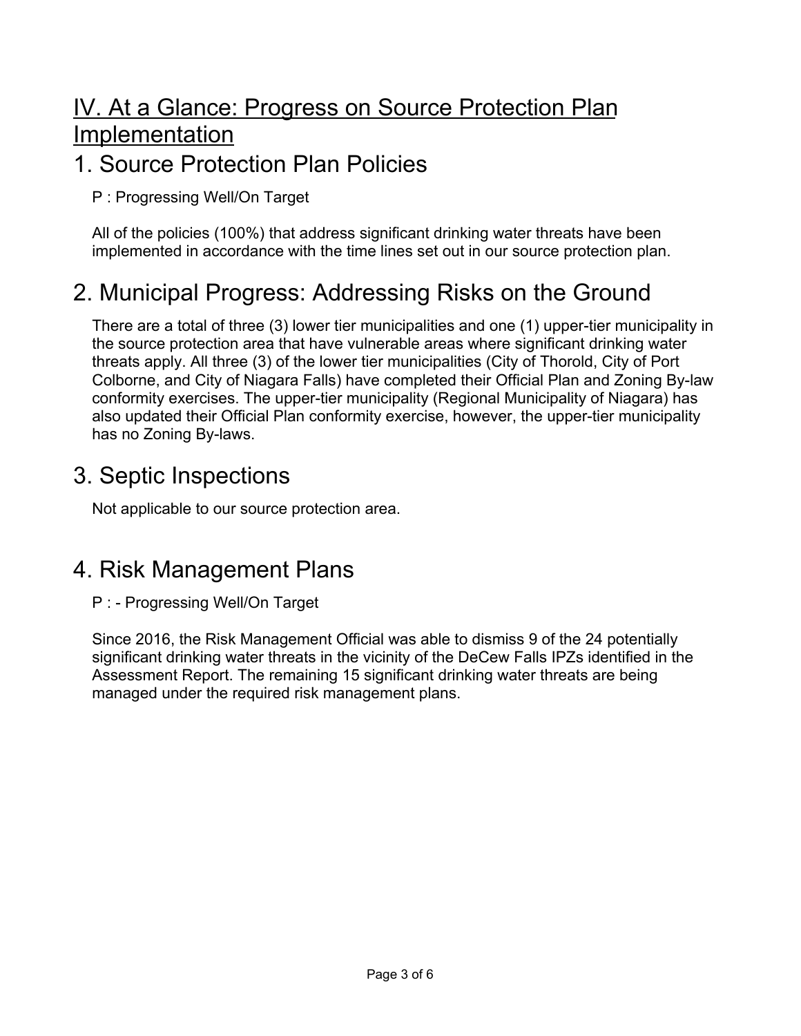# IV. At a Glance: Progress on Source Protection Plan Implementation

## 1. Source Protection Plan Policies

P : Progressing Well/On Target

All of the policies (100%) that address significant drinking water threats have been implemented in accordance with the time lines set out in our source protection plan.

## 2. Municipal Progress: Addressing Risks on the Ground

There are a total of three (3) lower tier municipalities and one (1) upper-tier municipality in the source protection area that have vulnerable areas where significant drinking water threats apply. All three (3) of the lower tier municipalities (City of Thorold, City of Port Colborne, and City of Niagara Falls) have completed their Official Plan and Zoning By-law conformity exercises. The upper-tier municipality (Regional Municipality of Niagara) has also updated their Official Plan conformity exercise, however, the upper-tier municipality has no Zoning By-laws.

## 3. Septic Inspections

Not applicable to our source protection area.

## 4. Risk Management Plans

P : - Progressing Well/On Target

Since 2016, the Risk Management Official was able to dismiss 9 of the 24 potentially significant drinking water threats in the vicinity of the DeCew Falls IPZs identified in the Assessment Report. The remaining 15 significant drinking water threats are being managed under the required risk management plans.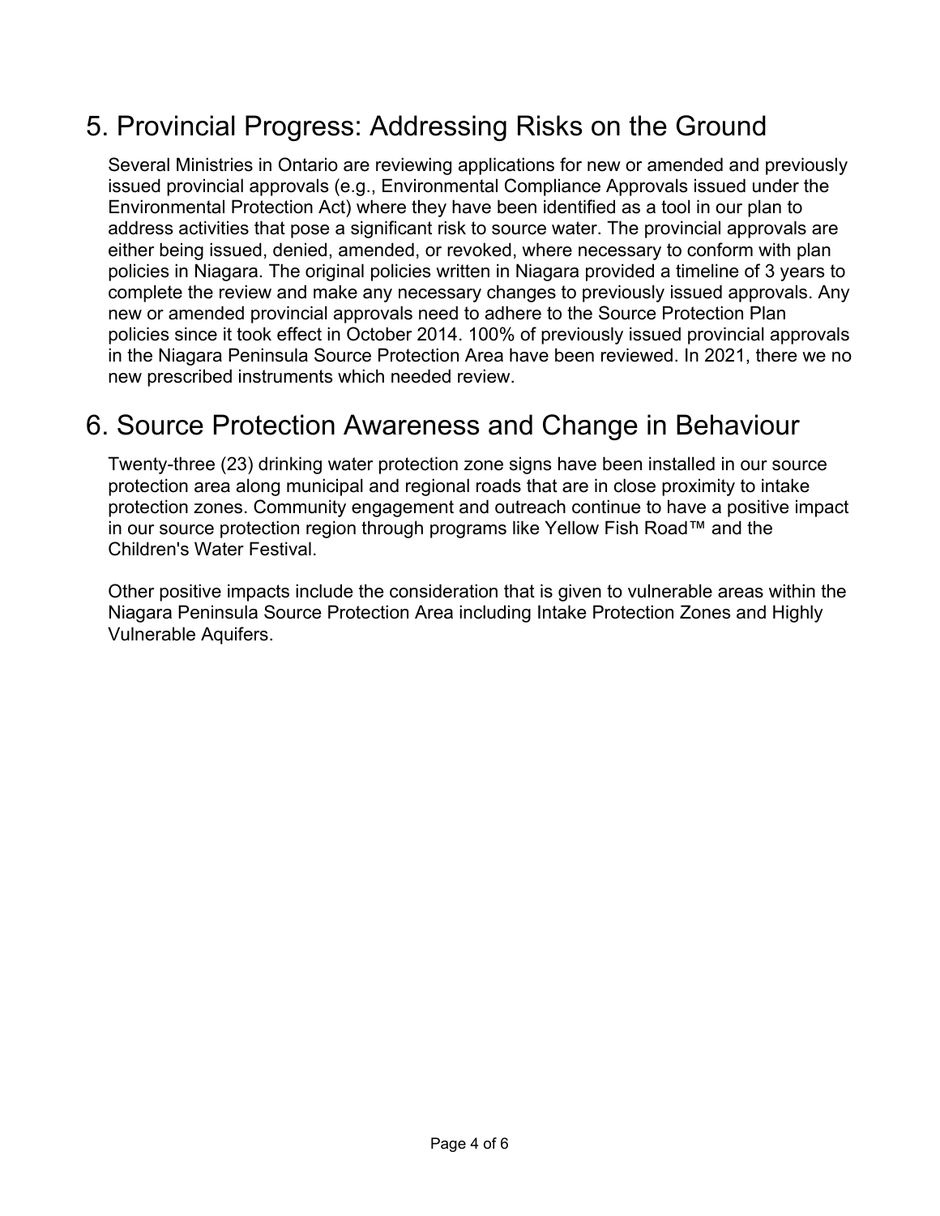## 5. Provincial Progress: Addressing Risks on the Ground

Several Ministries in Ontario are reviewing applications for new or amended and previously issued provincial approvals (e.g., Environmental Compliance Approvals issued under the Environmental Protection Act) where they have been identified as a tool in our plan to address activities that pose a significant risk to source water. The provincial approvals are either being issued, denied, amended, or revoked, where necessary to conform with plan policies in Niagara. The original policies written in Niagara provided a timeline of 3 years to complete the review and make any necessary changes to previously issued approvals. Any new or amended provincial approvals need to adhere to the Source Protection Plan policies since it took effect in October 2014. 100% of previously issued provincial approvals in the Niagara Peninsula Source Protection Area have been reviewed. In 2021, there we no new prescribed instruments which needed review.

## 6. Source Protection Awareness and Change in Behaviour

Twenty-three (23) drinking water protection zone signs have been installed in our source protection area along municipal and regional roads that are in close proximity to intake protection zones. Community engagement and outreach continue to have a positive impact in our source protection region through programs like Yellow Fish Road™ and the Children's Water Festival.

Other positive impacts include the consideration that is given to vulnerable areas within the Niagara Peninsula Source Protection Area including Intake Protection Zones and Highly Vulnerable Aquifers.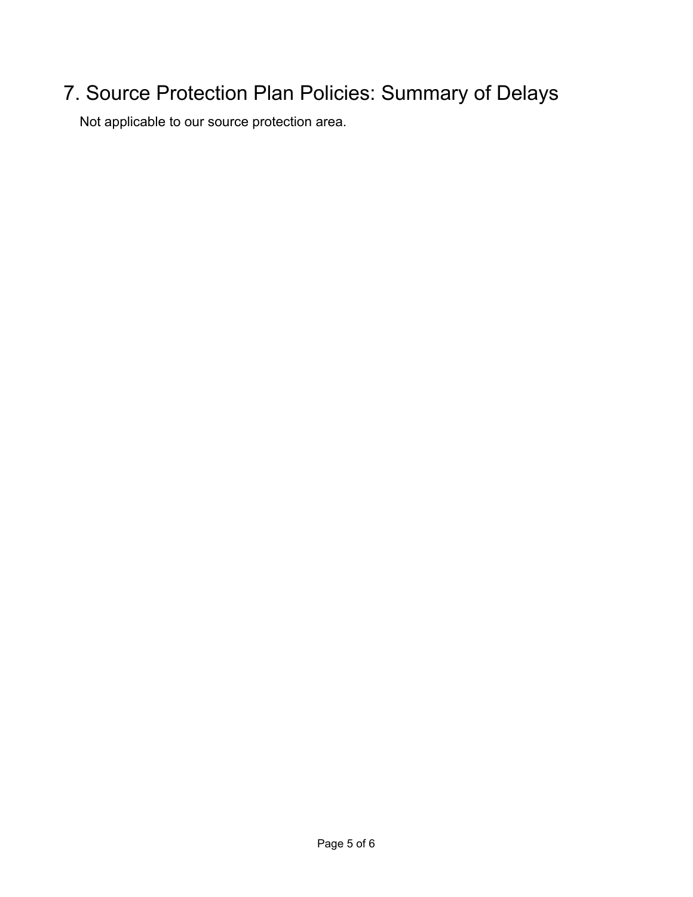# 7. Source Protection Plan Policies: Summary of Delays

Not applicable to our source protection area.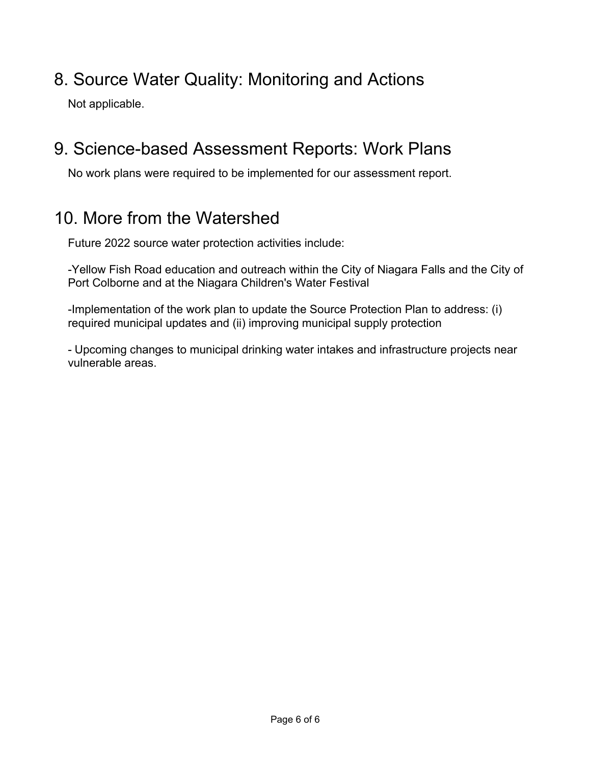## 8. Source Water Quality: Monitoring and Actions

Not applicable.

## 9. Science-based Assessment Reports: Work Plans

No work plans were required to be implemented for our assessment report.

## 10. More from the Watershed

Future 2022 source water protection activities include:

-Yellow Fish Road education and outreach within the City of Niagara Falls and the City of Port Colborne and at the Niagara Children's Water Festival

-Implementation of the work plan to update the Source Protection Plan to address: (i) required municipal updates and (ii) improving municipal supply protection

- Upcoming changes to municipal drinking water intakes and infrastructure projects near vulnerable areas.